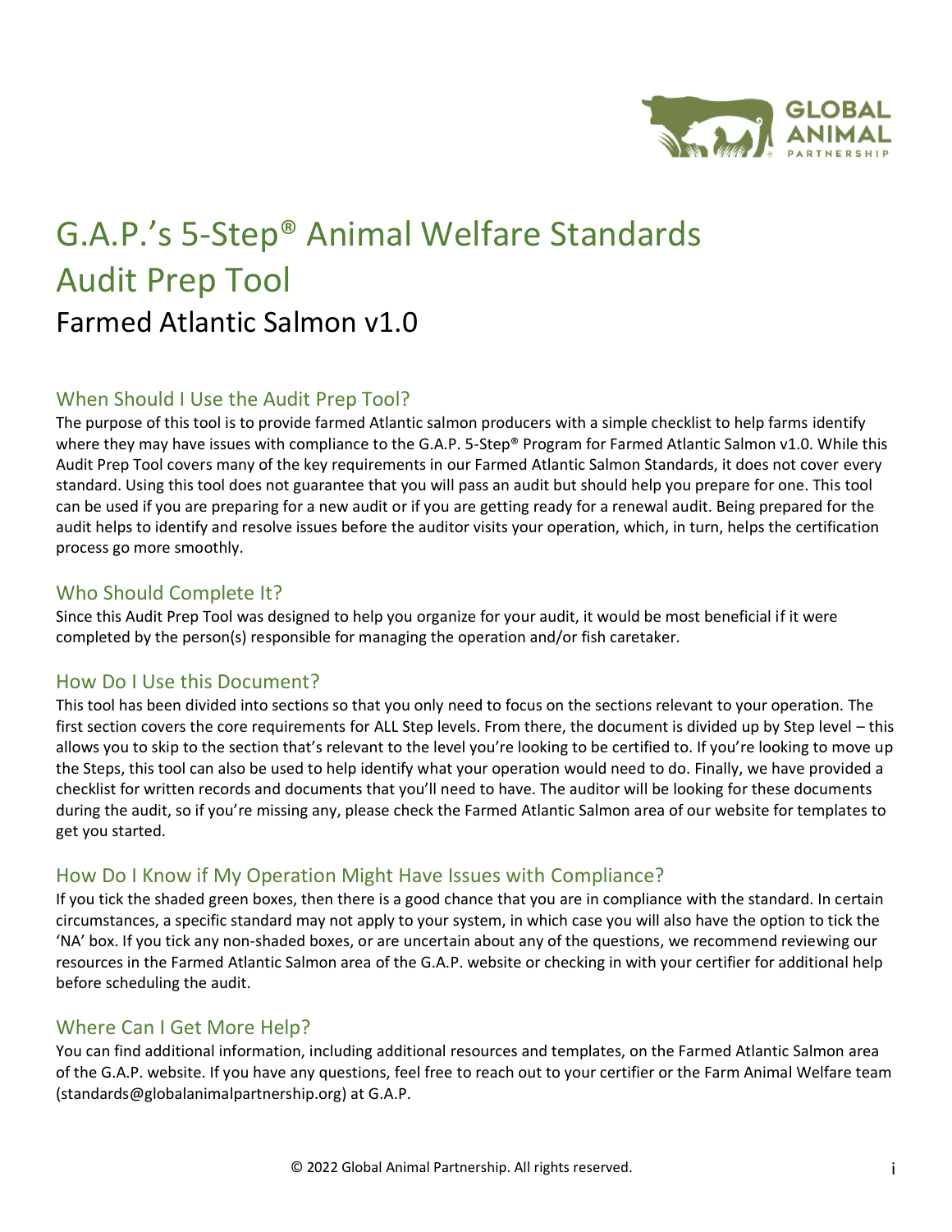# G.A.P.'s 5-Step® Animal Welfare Standards Audit Prep Tool

## Farmed Atlantic Salmon v1.0

### When Should I Use the Audit Prep Tool?

The purpose of this tool is to provide farmed Atlantic salmon producers with a simple checklist to help farms identify where they may have issues with compliance to the G.A.P. 5-Step® Program for Farmed Atlantic Salmon v1.0. While this Audit Prep Tool covers many of the key requirements in our Farmed Atlantic Salmon Standards, it does not cover every standard. Using this tool does not guarantee that you will pass an audit but should help you prepare for one. This tool can be used if you are preparing for a new audit or if you are getting ready for a renewal audit. Being prepared for the audit helps to identify and resolve issues before the auditor visits your operation, which, in turn, helps the certification process go more smoothly.

### Who Should Complete It?

Since this Audit Prep Tool was designed to help you organize for your audit, it would be most beneficial if it were completed by the person(s) responsible for managing the operation and/or fish caretaker.

### How Do I Use this Document?

This tool has been divided into sections so that you only need to focus on the sections relevant to your operation. The first section covers the core requirements for ALL Step levels. From there, the document is divided up by Step level – this allows you to skip to the section that's relevant to the level you're looking to be certified to. If you're looking to move up the Steps, this tool can also be used to help identify what your operation would need to do. Finally, we have provided a checklist for written records and documents that you'll need to have. The auditor will be looking for these documents during the audit, so if you're missing any, please check the Farmed Atlantic Salmon area of our website for templates to get you started.

### How Do I Know if My Operation Might Have Issues with Compliance?

If you tick the shaded green boxes, then there is a good chance that you are in compliance with the standard. In certain circumstances, a specific standard may not apply to your system, in which case you will also have the option to tick the 'NA' box. If you tick any non-shaded boxes, or are uncertain about any of the questions, we recommend reviewing our resources in the Farmed Atlantic Salmon area of the G.A.P. website or checking in with your certifier for additional help before scheduling the audit.

### Where Can I Get More Help?

You can find additional information, including additional resources and templates, on the Farmed Atlantic Salmon area of the G.A.P. website. If you have any questions, feel free to reach out to your certifier or the Farm Animal Welfare team (standards@globalanimalpartnership.org) at G.A.P.

© 2022 Global Animal Partnership. All rights reserved.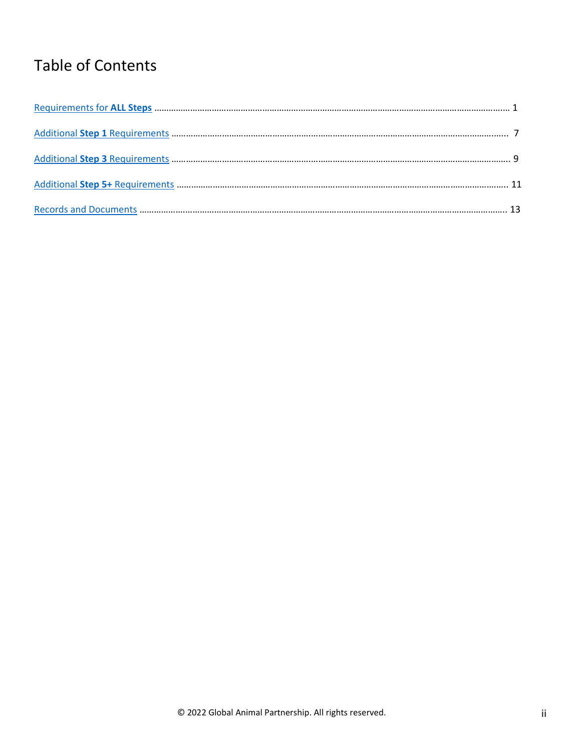# Table of Contents

Requirements for **ALL Steps** .......... 1

Additional **Step 1** Requirements .......... 7

Additional **Step 3** Requirements .......... 9

Additional **Step 5+** Requirements .......... 11

Records and Documents .......... 13

© 2022 Global Animal Partnership. All rights reserved.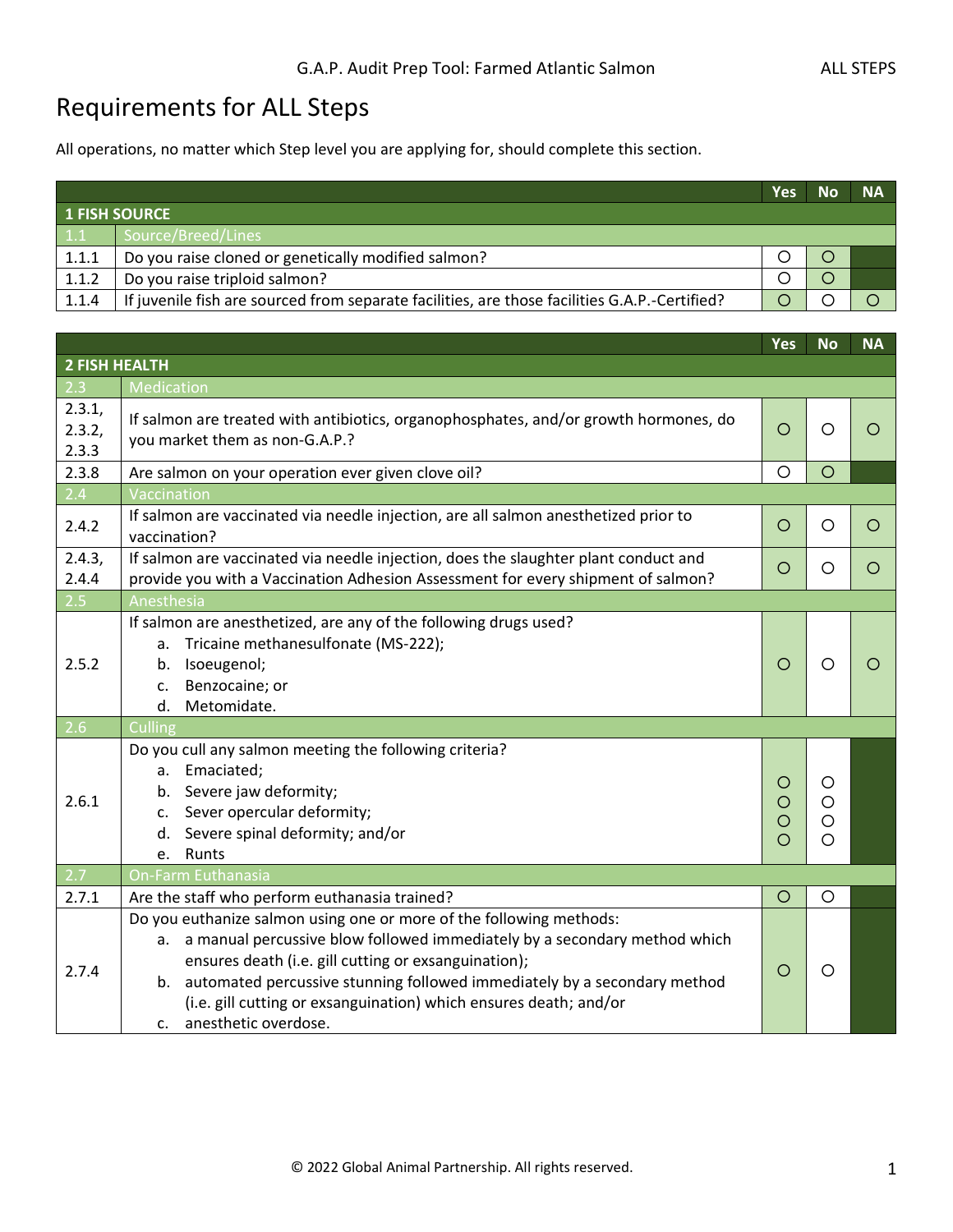# Requirements for ALL Steps

All operations, no matter which Step level you are applying for, should complete this section.

| | | Yes | No | NA |
|---|---|---|---|---|
| **1 FISH SOURCE** | | | | |
| 1.1 | Source/Breed/Lines | | | |
| 1.1.1 | Do you raise cloned or genetically modified salmon? | ○ | ○ | |
| 1.1.2 | Do you raise triploid salmon? | ○ | ○ | |
| 1.1.4 | If juvenile fish are sourced from separate facilities, are those facilities G.A.P.-Certified? | ○ | ○ | ○ |

| | | Yes | No | NA |
|---|---|---|---|---|
| **2 FISH HEALTH** | | | | |
| 2.3 | Medication | | | |
| 2.3.1, 2.3.2, 2.3.3 | If salmon are treated with antibiotics, organophosphates, and/or growth hormones, do you market them as non-G.A.P.? | ○ | ○ | ○ |
| 2.3.8 | Are salmon on your operation ever given clove oil? | ○ | ○ | |
| 2.4 | Vaccination | | | |
| 2.4.2 | If salmon are vaccinated via needle injection, are all salmon anesthetized prior to vaccination? | ○ | ○ | ○ |
| 2.4.3, 2.4.4 | If salmon are vaccinated via needle injection, does the slaughter plant conduct and provide you with a Vaccination Adhesion Assessment for every shipment of salmon? | ○ | ○ | ○ |
| 2.5 | Anesthesia | | | |
| 2.5.2 | If salmon are anesthetized, are any of the following drugs used?<br>a. Tricaine methanesulfonate (MS-222);<br>b. Isoeugenol;<br>c. Benzocaine; or<br>d. Metomidate. | ○ | ○ | ○ |
| 2.6 | Culling | | | |
| 2.6.1 | Do you cull any salmon meeting the following criteria?<br>a. Emaciated;<br>b. Severe jaw deformity;<br>c. Sever opercular deformity;<br>d. Severe spinal deformity; and/or<br>e. Runts | ○<br>○<br>○<br>○ | ○<br>○<br>○<br>○ | |
| 2.7 | On-Farm Euthanasia | | | |
| 2.7.1 | Are the staff who perform euthanasia trained? | ○ | ○ | |
| 2.7.4 | Do you euthanize salmon using one or more of the following methods:<br>a. a manual percussive blow followed immediately by a secondary method which ensures death (i.e. gill cutting or exsanguination);<br>b. automated percussive stunning followed immediately by a secondary method (i.e. gill cutting or exsanguination) which ensures death; and/or<br>c. anesthetic overdose. | ○ | ○ | |

© 2022 Global Animal Partnership. All rights reserved.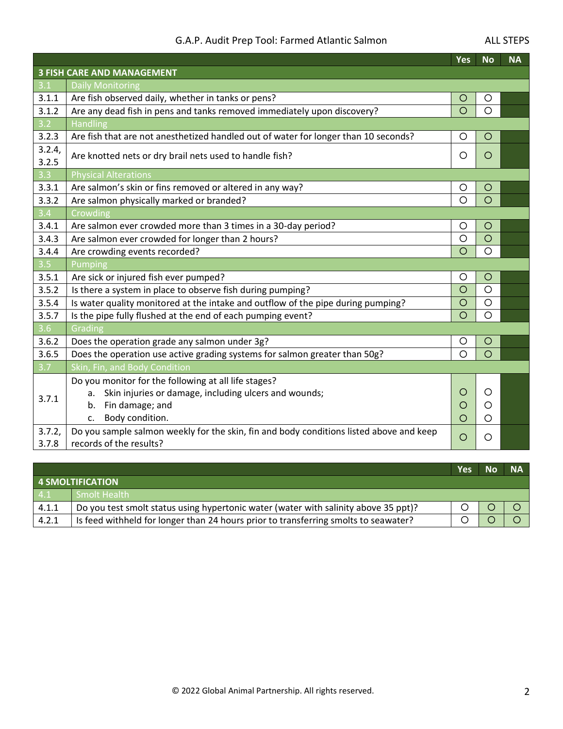| | | Yes | No | NA |
|---|---|---|---|---|
| **3 FISH CARE AND MANAGEMENT** | | | | |
| 3.1 | Daily Monitoring | | | |
| 3.1.1 | Are fish observed daily, whether in tanks or pens? | ○ | ○ | |
| 3.1.2 | Are any dead fish in pens and tanks removed immediately upon discovery? | ○ | ○ | |
| 3.2 | Handling | | | |
| 3.2.3 | Are fish that are not anesthetized handled out of water for longer than 10 seconds? | ○ | ○ | |
| 3.2.4, 3.2.5 | Are knotted nets or dry brail nets used to handle fish? | ○ | ○ | |
| 3.3 | Physical Alterations | | | |
| 3.3.1 | Are salmon's skin or fins removed or altered in any way? | ○ | ○ | |
| 3.3.2 | Are salmon physically marked or branded? | ○ | ○ | |
| 3.4 | Crowding | | | |
| 3.4.1 | Are salmon ever crowded more than 3 times in a 30-day period? | ○ | ○ | |
| 3.4.3 | Are salmon ever crowded for longer than 2 hours? | ○ | ○ | |
| 3.4.4 | Are crowding events recorded? | ○ | ○ | |
| 3.5 | Pumping | | | |
| 3.5.1 | Are sick or injured fish ever pumped? | ○ | ○ | |
| 3.5.2 | Is there a system in place to observe fish during pumping? | ○ | ○ | |
| 3.5.4 | Is water quality monitored at the intake and outflow of the pipe during pumping? | ○ | ○ | |
| 3.5.7 | Is the pipe fully flushed at the end of each pumping event? | ○ | ○ | |
| 3.6 | Grading | | | |
| 3.6.2 | Does the operation grade any salmon under 3g? | ○ | ○ | |
| 3.6.5 | Does the operation use active grading systems for salmon greater than 50g? | ○ | ○ | |
| 3.7 | Skin, Fin, and Body Condition | | | |
| 3.7.1 | Do you monitor for the following at all life stages? | | | |
| | a. Skin injuries or damage, including ulcers and wounds; | ○ | ○ | |
| | b. Fin damage; and | ○ | ○ | |
| | c. Body condition. | ○ | ○ | |
| 3.7.2, 3.7.8 | Do you sample salmon weekly for the skin, fin and body conditions listed above and keep records of the results? | ○ | ○ | |

| | | Yes | No | NA |
|---|---|---|---|---|
| **4 SMOLTIFICATION** | | | | |
| 4.1 | Smolt Health | | | |
| 4.1.1 | Do you test smolt status using hypertonic water (water with salinity above 35 ppt)? | ○ | ○ | ○ |
| 4.2.1 | Is feed withheld for longer than 24 hours prior to transferring smolts to seawater? | ○ | ○ | ○ |

© 2022 Global Animal Partnership. All rights reserved.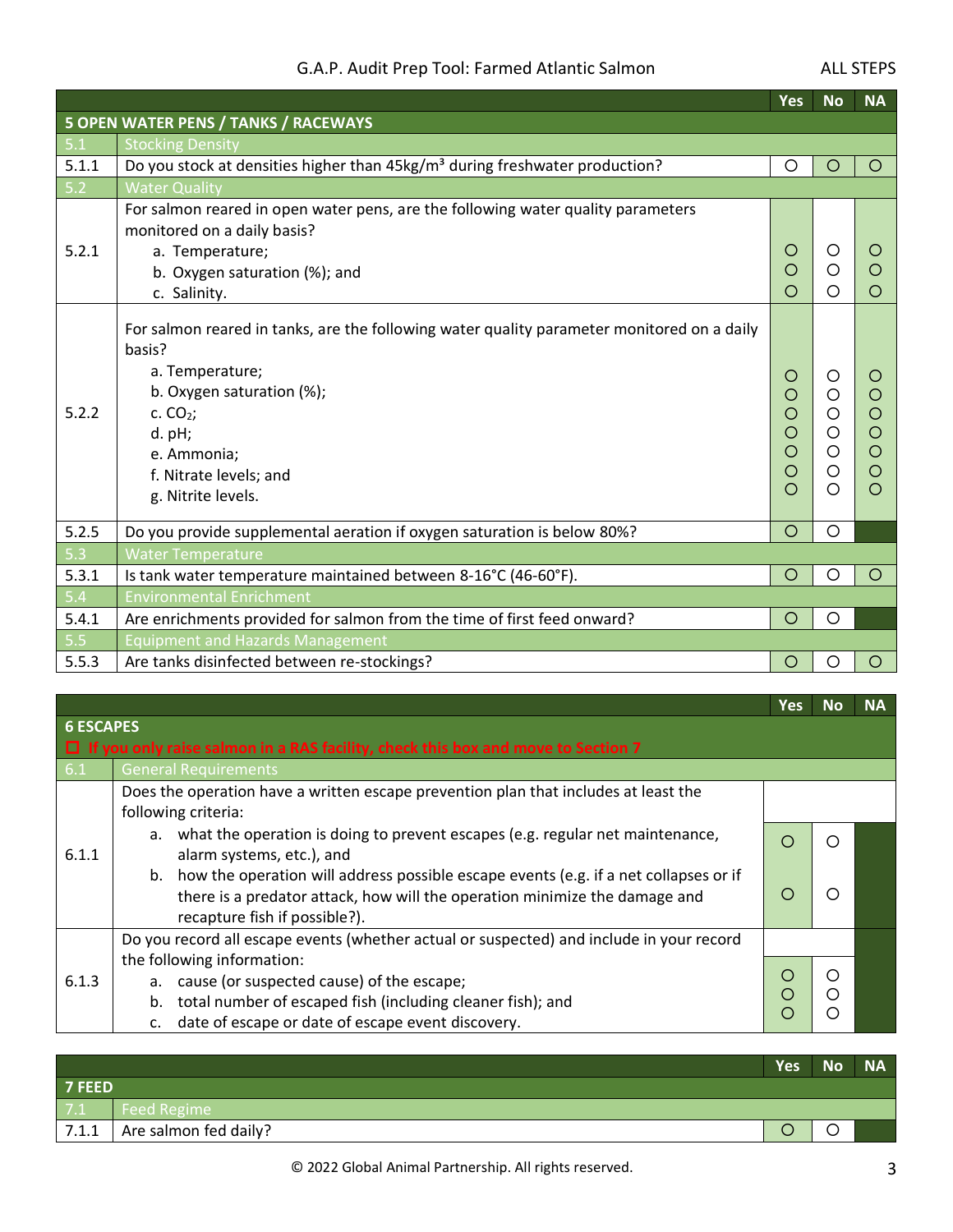| | | Yes | No | NA |
|---|---|---|---|---|
| **5 OPEN WATER PENS / TANKS / RACEWAYS** | | | | |
| 5.1 | Stocking Density | | | |
| 5.1.1 | Do you stock at densities higher than 45kg/m³ during freshwater production? | ○ | ○ | ○ |
| 5.2 | Water Quality | | | |
| 5.2.1 | For salmon reared in open water pens, are the following water quality parameters monitored on a daily basis?<br>a. Temperature;<br>b. Oxygen saturation (%); and<br>c. Salinity. | ○<br>○<br>○ | ○<br>○<br>○ | ○<br>○<br>○ |
| 5.2.2 | For salmon reared in tanks, are the following water quality parameter monitored on a daily basis?<br>a. Temperature;<br>b. Oxygen saturation (%);<br>c. $CO_2$;<br>d. pH;<br>e. Ammonia;<br>f. Nitrate levels; and<br>g. Nitrite levels. | ○<br>○<br>○<br>○<br>○<br>○<br>○ | ○<br>○<br>○<br>○<br>○<br>○<br>○ | ○<br>○<br>○<br>○<br>○<br>○<br>○ |
| 5.2.5 | Do you provide supplemental aeration if oxygen saturation is below 80%? | ○ | ○ | |
| 5.3 | Water Temperature | | | |
| 5.3.1 | Is tank water temperature maintained between 8-16°C (46-60°F). | ○ | ○ | ○ |
| 5.4 | Environmental Enrichment | | | |
| 5.4.1 | Are enrichments provided for salmon from the time of first feed onward? | ○ | ○ | |
| 5.5 | Equipment and Hazards Management | | | |
| 5.5.3 | Are tanks disinfected between re-stockings? | ○ | ○ | ○ |

| | | Yes | No | NA |
|---|---|---|---|---|
| **6 ESCAPES**<br>☐ If you only raise salmon in a RAS facility, check this box and move to Section 7 | | | | |
| 6.1 | General Requirements | | | |
| 6.1.1 | Does the operation have a written escape prevention plan that includes at least the following criteria:<br>a. what the operation is doing to prevent escapes (e.g. regular net maintenance, alarm systems, etc.), and<br>b. how the operation will address possible escape events (e.g. if a net collapses or if there is a predator attack, how will the operation minimize the damage and recapture fish if possible?). | ○<br>○ | ○<br>○ | |
| 6.1.3 | Do you record all escape events (whether actual or suspected) and include in your record the following information:<br>a. cause (or suspected cause) of the escape;<br>b. total number of escaped fish (including cleaner fish); and<br>c. date of escape or date of escape event discovery. | ○<br>○<br>○ | ○<br>○<br>○ | |

| | | Yes | No | NA |
|---|---|---|---|---|
| **7 FEED** | | | | |
| 7.1 | Feed Regime | | | |
| 7.1.1 | Are salmon fed daily? | ○ | ○ | |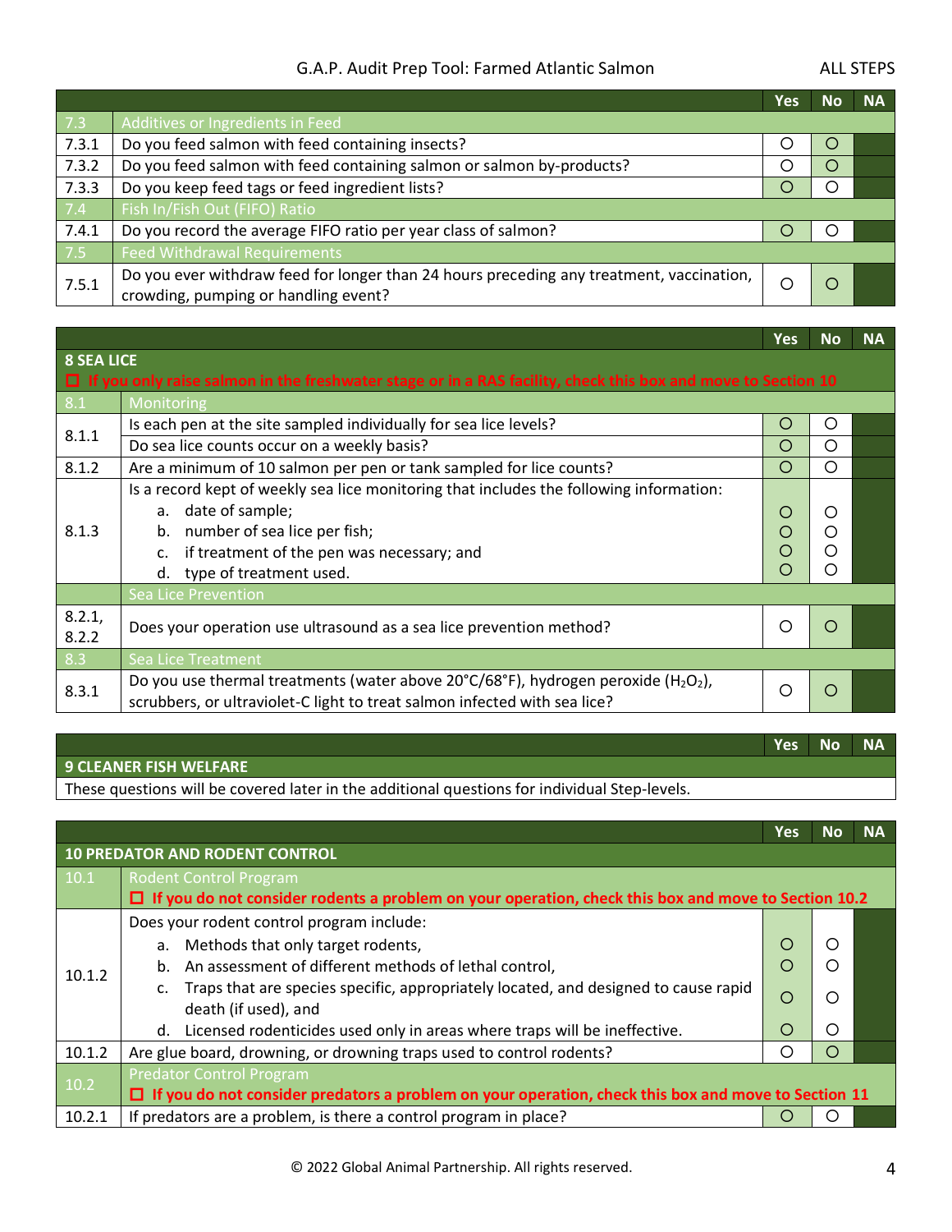| | | Yes | No | NA |
|---|---|---|---|---|
| 7.3 | Additives or Ingredients in Feed | | | |
| 7.3.1 | Do you feed salmon with feed containing insects? | ○ | ○ | |
| 7.3.2 | Do you feed salmon with feed containing salmon or salmon by-products? | ○ | ○ | |
| 7.3.3 | Do you keep feed tags or feed ingredient lists? | ○ | ○ | |
| 7.4 | Fish In/Fish Out (FIFO) Ratio | | | |
| 7.4.1 | Do you record the average FIFO ratio per year class of salmon? | ○ | ○ | |
| 7.5 | Feed Withdrawal Requirements | | | |
| 7.5.1 | Do you ever withdraw feed for longer than 24 hours preceding any treatment, vaccination, crowding, pumping or handling event? | ○ | ○ | |

| | | Yes | No | NA |
|---|---|---|---|---|
| **8 SEA LICE** | | | | |
| ☐ If you only raise salmon in the freshwater stage or in a RAS facility, check this box and move to Section 10 | | | | |
| 8.1 | Monitoring | | | |
| 8.1.1 | Is each pen at the site sampled individually for sea lice levels? | ○ | ○ | |
| | Do sea lice counts occur on a weekly basis? | ○ | ○ | |
| 8.1.2 | Are a minimum of 10 salmon per pen or tank sampled for lice counts? | ○ | ○ | |
| 8.1.3 | Is a record kept of weekly sea lice monitoring that includes the following information: | | | |
| | a. date of sample; | ○ | ○ | |
| | b. number of sea lice per fish; | ○ | ○ | |
| | c. if treatment of the pen was necessary; and | ○ | ○ | |
| | d. type of treatment used. | ○ | ○ | |
| | Sea Lice Prevention | | | |
| 8.2.1, 8.2.2 | Does your operation use ultrasound as a sea lice prevention method? | ○ | ○ | |
| 8.3 | Sea Lice Treatment | | | |
| 8.3.1 | Do you use thermal treatments (water above 20°C/68°F), hydrogen peroxide ($H_2O_2$), scrubbers, or ultraviolet-C light to treat salmon infected with sea lice? | ○ | ○ | |

| | Yes | No | NA |
|---|---|---|---|
| **9 CLEANER FISH WELFARE** | | | |
| These questions will be covered later in the additional questions for individual Step-levels. | | | |

| | | Yes | No | NA |
|---|---|---|---|---|
| **10 PREDATOR AND RODENT CONTROL** | | | | |
| 10.1 | Rodent Control Program<br>☐ If you do not consider rodents a problem on your operation, check this box and move to Section 10.2 | | | |
| 10.1.2 | Does your rodent control program include: | | | |
| | a. Methods that only target rodents, | ○ | ○ | |
| | b. An assessment of different methods of lethal control, | ○ | ○ | |
| | c. Traps that are species specific, appropriately located, and designed to cause rapid death (if used), and | ○ | ○ | |
| | d. Licensed rodenticides used only in areas where traps will be ineffective. | ○ | ○ | |
| 10.1.2 | Are glue board, drowning, or drowning traps used to control rodents? | ○ | ○ | |
| 10.2 | Predator Control Program<br>☐ If you do not consider predators a problem on your operation, check this box and move to Section 11 | | | |
| 10.2.1 | If predators are a problem, is there a control program in place? | ○ | ○ | |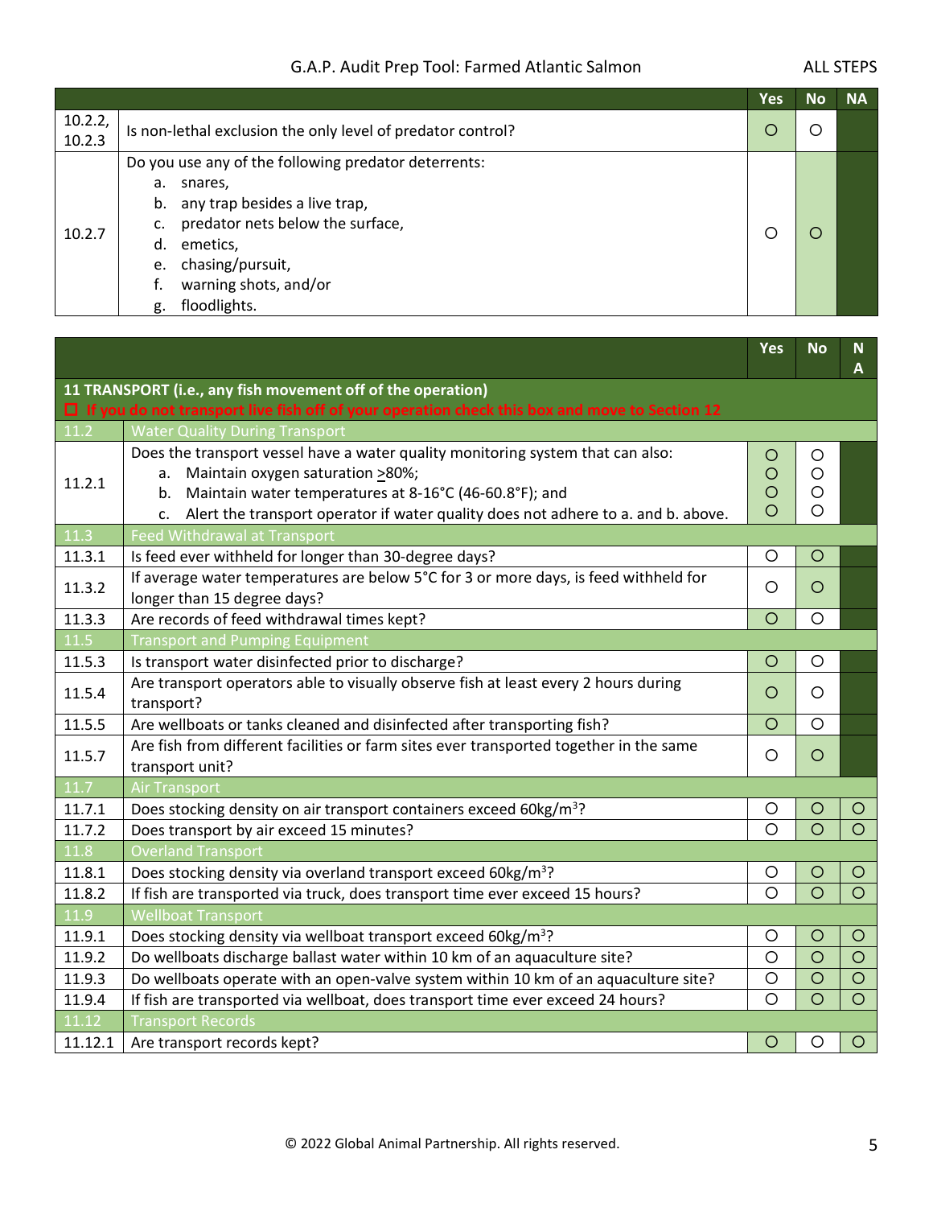| | | Yes | No | NA |
|---|---|---|---|---|
| 10.2.2, 10.2.3 | Is non-lethal exclusion the only level of predator control? | ○ | ○ | |
| 10.2.7 | Do you use any of the following predator deterrents:<br>a. snares,<br>b. any trap besides a live trap,<br>c. predator nets below the surface,<br>d. emetics,<br>e. chasing/pursuit,<br>f. warning shots, and/or<br>g. floodlights. | ○ | ○ | |

| | | Yes | No | NA |
|---|---|---|---|---|
| **11 TRANSPORT (i.e., any fish movement off of the operation)** | | | | |
| ☐ If you do not transport live fish off of your operation check this box and move to Section 12 | | | | |
| 11.2 | Water Quality During Transport | | | |
| 11.2.1 | Does the transport vessel have a water quality monitoring system that can also:<br>a. Maintain oxygen saturation ≥80%;<br>b. Maintain water temperatures at 8-16°C (46-60.8°F); and<br>c. Alert the transport operator if water quality does not adhere to a. and b. above. | ○<br>○<br>○<br>○ | ○<br>○<br>○<br>○ | |
| 11.3 | Feed Withdrawal at Transport | | | |
| 11.3.1 | Is feed ever withheld for longer than 30-degree days? | ○ | ○ | |
| 11.3.2 | If average water temperatures are below 5°C for 3 or more days, is feed withheld for longer than 15 degree days? | ○ | ○ | |
| 11.3.3 | Are records of feed withdrawal times kept? | ○ | ○ | |
| 11.5 | Transport and Pumping Equipment | | | |
| 11.5.3 | Is transport water disinfected prior to discharge? | ○ | ○ | |
| 11.5.4 | Are transport operators able to visually observe fish at least every 2 hours during transport? | ○ | ○ | |
| 11.5.5 | Are wellboats or tanks cleaned and disinfected after transporting fish? | ○ | ○ | |
| 11.5.7 | Are fish from different facilities or farm sites ever transported together in the same transport unit? | ○ | ○ | |
| 11.7 | Air Transport | | | |
| 11.7.1 | Does stocking density on air transport containers exceed 60kg/m³? | ○ | ○ | ○ |
| 11.7.2 | Does transport by air exceed 15 minutes? | ○ | ○ | ○ |
| 11.8 | Overland Transport | | | |
| 11.8.1 | Does stocking density via overland transport exceed 60kg/m³? | ○ | ○ | ○ |
| 11.8.2 | If fish are transported via truck, does transport time ever exceed 15 hours? | ○ | ○ | ○ |
| 11.9 | Wellboat Transport | | | |
| 11.9.1 | Does stocking density via wellboat transport exceed 60kg/m³? | ○ | ○ | ○ |
| 11.9.2 | Do wellboats discharge ballast water within 10 km of an aquaculture site? | ○ | ○ | ○ |
| 11.9.3 | Do wellboats operate with an open-valve system within 10 km of an aquaculture site? | ○ | ○ | ○ |
| 11.9.4 | If fish are transported via wellboat, does transport time ever exceed 24 hours? | ○ | ○ | ○ |
| 11.12 | Transport Records | | | |
| 11.12.1 | Are transport records kept? | ○ | ○ | ○ |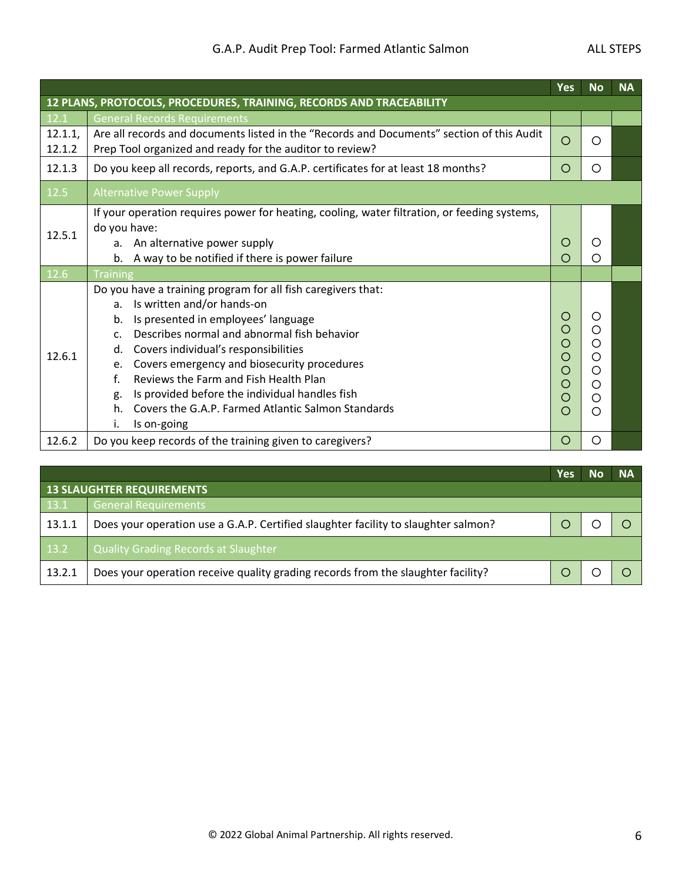| | | Yes | No | NA |
|---|---|---|---|---|
| **12 PLANS, PROTOCOLS, PROCEDURES, TRAINING, RECORDS AND TRACEABILITY** | | | | |
| 12.1 | General Records Requirements | | | |
| 12.1.1, 12.1.2 | Are all records and documents listed in the “Records and Documents” section of this Audit Prep Tool organized and ready for the auditor to review? | ○ | ○ | |
| 12.1.3 | Do you keep all records, reports, and G.A.P. certificates for at least 18 months? | ○ | ○ | |
| 12.5 | Alternative Power Supply | | | |
| 12.5.1 | If your operation requires power for heating, cooling, water filtration, or feeding systems, do you have:<br>a. An alternative power supply<br>b. A way to be notified if there is power failure | <br><br>○<br>○ | <br><br>○<br>○ | |
| 12.6 | Training | | | |
| 12.6.1 | Do you have a training program for all fish caregivers that:<br>a. Is written and/or hands-on<br>b. Is presented in employees’ language<br>c. Describes normal and abnormal fish behavior<br>d. Covers individual’s responsibilities<br>e. Covers emergency and biosecurity procedures<br>f. Reviews the Farm and Fish Health Plan<br>g. Is provided before the individual handles fish<br>h. Covers the G.A.P. Farmed Atlantic Salmon Standards<br>i. Is on-going | ○<br>○<br>○<br>○<br>○<br>○<br>○<br>○ | ○<br>○<br>○<br>○<br>○<br>○<br>○<br>○ | |
| 12.6.2 | Do you keep records of the training given to caregivers? | ○ | ○ | |

| | | Yes | No | NA |
|---|---|---|---|---|
| **13 SLAUGHTER REQUIREMENTS** | | | | |
| 13.1 | General Requirements | | | |
| 13.1.1 | Does your operation use a G.A.P. Certified slaughter facility to slaughter salmon? | ○ | ○ | ○ |
| 13.2 | Quality Grading Records at Slaughter | | | |
| 13.2.1 | Does your operation receive quality grading records from the slaughter facility? | ○ | ○ | ○ |

© 2022 Global Animal Partnership. All rights reserved.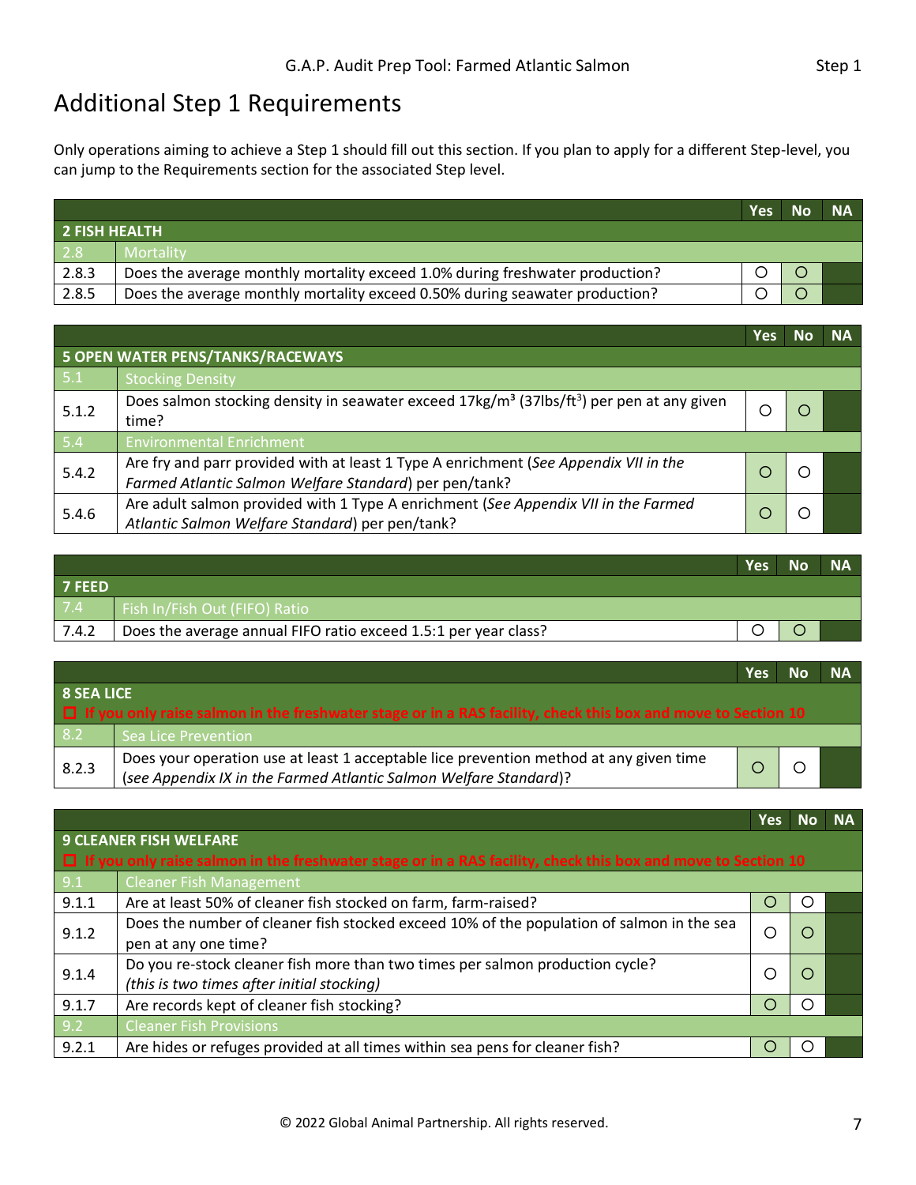# Additional Step 1 Requirements

Only operations aiming to achieve a Step 1 should fill out this section. If you plan to apply for a different Step-level, you can jump to the Requirements section for the associated Step level.

| | | Yes | No | NA |
|---|---|---|---|---|
| **2 FISH HEALTH** | | | | |
| 2.8 | Mortality | | | |
| 2.8.3 | Does the average monthly mortality exceed 1.0% during freshwater production? | ○ | ○ | |
| 2.8.5 | Does the average monthly mortality exceed 0.50% during seawater production? | ○ | ○ | |

| | | Yes | No | NA |
|---|---|---|---|---|
| **5 OPEN WATER PENS/TANKS/RACEWAYS** | | | | |
| 5.1 | Stocking Density | | | |
| 5.1.2 | Does salmon stocking density in seawater exceed 17kg/m³ (37lbs/ft³) per pen at any given time? | ○ | ○ | |
| 5.4 | Environmental Enrichment | | | |
| 5.4.2 | Are fry and parr provided with at least 1 Type A enrichment (*See Appendix VII in the Farmed Atlantic Salmon Welfare Standard*) per pen/tank? | ○ | ○ | |
| 5.4.6 | Are adult salmon provided with 1 Type A enrichment (*See Appendix VII in the Farmed Atlantic Salmon Welfare Standard*) per pen/tank? | ○ | ○ | |

| | | Yes | No | NA |
|---|---|---|---|---|
| **7 FEED** | | | | |
| 7.4 | Fish In/Fish Out (FIFO) Ratio | | | |
| 7.4.2 | Does the average annual FIFO ratio exceed 1.5:1 per year class? | ○ | ○ | |

| | | Yes | No | NA |
|---|---|---|---|---|
| **8 SEA LICE** | | | | |
| ☐ If you only raise salmon in the freshwater stage or in a RAS facility, check this box and move to Section 10 | | | | |
| 8.2 | Sea Lice Prevention | | | |
| 8.2.3 | Does your operation use at least 1 acceptable lice prevention method at any given time (*see Appendix IX in the Farmed Atlantic Salmon Welfare Standard*)? | ○ | ○ | |

| | | Yes | No | NA |
|---|---|---|---|---|
| **9 CLEANER FISH WELFARE** | | | | |
| ☐ If you only raise salmon in the freshwater stage or in a RAS facility, check this box and move to Section 10 | | | | |
| 9.1 | Cleaner Fish Management | | | |
| 9.1.1 | Are at least 50% of cleaner fish stocked on farm, farm-raised? | ○ | ○ | |
| 9.1.2 | Does the number of cleaner fish stocked exceed 10% of the population of salmon in the sea pen at any one time? | ○ | ○ | |
| 9.1.4 | Do you re-stock cleaner fish more than two times per salmon production cycle? *(this is two times after initial stocking)* | ○ | ○ | |
| 9.1.7 | Are records kept of cleaner fish stocking? | ○ | ○ | |
| 9.2 | Cleaner Fish Provisions | | | |
| 9.2.1 | Are hides or refuges provided at all times within sea pens for cleaner fish? | ○ | ○ | |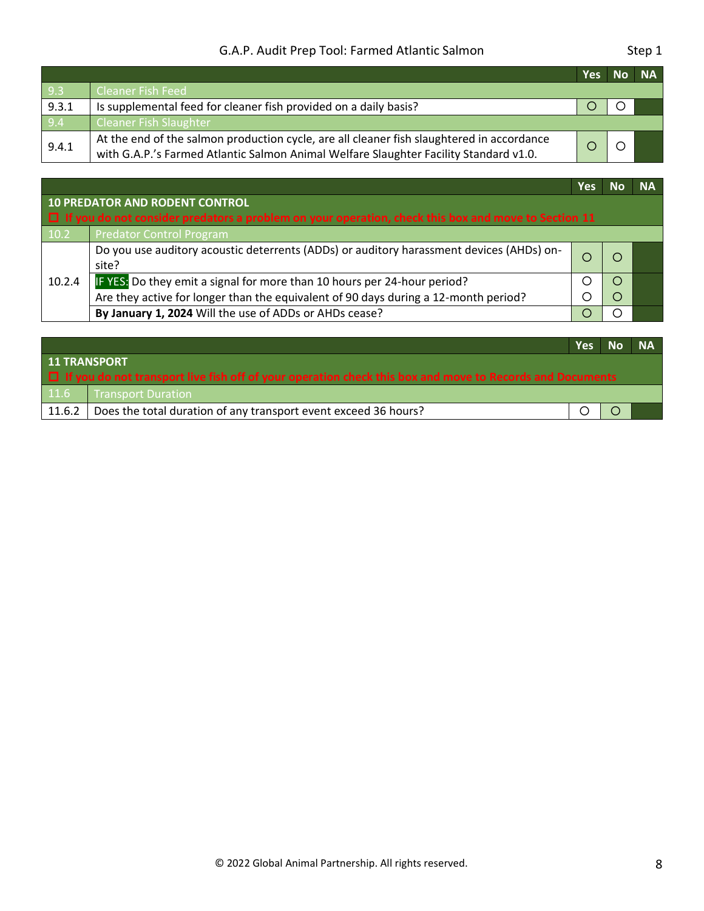| | | Yes | No | NA |
|---|---|---|---|---|
| 9.3 | Cleaner Fish Feed | | | |
| 9.3.1 | Is supplemental feed for cleaner fish provided on a daily basis? | ○ | ○ | |
| 9.4 | Cleaner Fish Slaughter | | | |
| 9.4.1 | At the end of the salmon production cycle, are all cleaner fish slaughtered in accordance with G.A.P.'s Farmed Atlantic Salmon Animal Welfare Slaughter Facility Standard v1.0. | ○ | ○ | |

| | | Yes | No | NA |
|---|---|---|---|---|
| **10 PREDATOR AND RODENT CONTROL** | | | | |
| ☐ If you do not consider predators a problem on your operation, check this box and move to Section 11 | | | | |
| 10.2 | Predator Control Program | | | |
| 10.2.4 | Do you use auditory acoustic deterrents (ADDs) or auditory harassment devices (AHDs) on-site? | ○ | ○ | |
| | IF YES: Do they emit a signal for more than 10 hours per 24-hour period? | ○ | ○ | |
| | Are they active for longer than the equivalent of 90 days during a 12-month period? | ○ | ○ | |
| | **By January 1, 2024** Will the use of ADDs or AHDs cease? | ○ | ○ | |

| | | Yes | No | NA |
|---|---|---|---|---|
| **11 TRANSPORT** | | | | |
| ☐ If you do not transport live fish off of your operation check this box and move to Records and Documents | | | | |
| 11.6 | Transport Duration | | | |
| 11.6.2 | Does the total duration of any transport event exceed 36 hours? | ○ | ○ | |

© 2022 Global Animal Partnership. All rights reserved.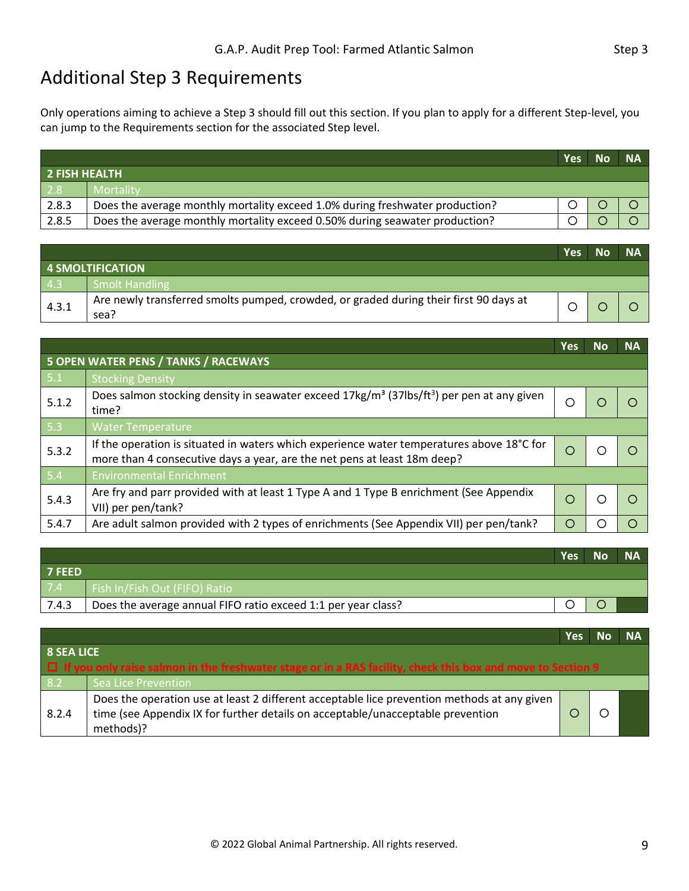# Additional Step 3 Requirements

Only operations aiming to achieve a Step 3 should fill out this section. If you plan to apply for a different Step-level, you can jump to the Requirements section for the associated Step level.

| | | Yes | No | NA |
|---|---|---|---|---|
| **2 FISH HEALTH** | | | | |
| 2.8 | Mortality | | | |
| 2.8.3 | Does the average monthly mortality exceed 1.0% during freshwater production? | ○ | ○ | ○ |
| 2.8.5 | Does the average monthly mortality exceed 0.50% during seawater production? | ○ | ○ | ○ |

| | | Yes | No | NA |
|---|---|---|---|---|
| **4 SMOLTIFICATION** | | | | |
| 4.3 | Smolt Handling | | | |
| 4.3.1 | Are newly transferred smolts pumped, crowded, or graded during their first 90 days at sea? | ○ | ○ | ○ |

| | | Yes | No | NA |
|---|---|---|---|---|
| **5 OPEN WATER PENS / TANKS / RACEWAYS** | | | | |
| 5.1 | Stocking Density | | | |
| 5.1.2 | Does salmon stocking density in seawater exceed 17kg/m³ (37lbs/ft³) per pen at any given time? | ○ | ○ | ○ |
| 5.3 | Water Temperature | | | |
| 5.3.2 | If the operation is situated in waters which experience water temperatures above 18°C for more than 4 consecutive days a year, are the net pens at least 18m deep? | ○ | ○ | ○ |
| 5.4 | Environmental Enrichment | | | |
| 5.4.3 | Are fry and parr provided with at least 1 Type A and 1 Type B enrichment (See Appendix VII) per pen/tank? | ○ | ○ | ○ |
| 5.4.7 | Are adult salmon provided with 2 types of enrichments (See Appendix VII) per pen/tank? | ○ | ○ | ○ |

| | | Yes | No | NA |
|---|---|---|---|---|
| **7 FEED** | | | | |
| 7.4 | Fish In/Fish Out (FIFO) Ratio | | | |
| 7.4.3 | Does the average annual FIFO ratio exceed 1:1 per year class? | ○ | ○ | |

| | | Yes | No | NA |
|---|---|---|---|---|
| **8 SEA LICE** | | | | |
| ☐ If you only raise salmon in the freshwater stage or in a RAS facility, check this box and move to Section 9 | | | | |
| 8.2 | Sea Lice Prevention | | | |
| 8.2.4 | Does the operation use at least 2 different acceptable lice prevention methods at any given time (see Appendix IX for further details on acceptable/unacceptable prevention methods)? | ○ | ○ | |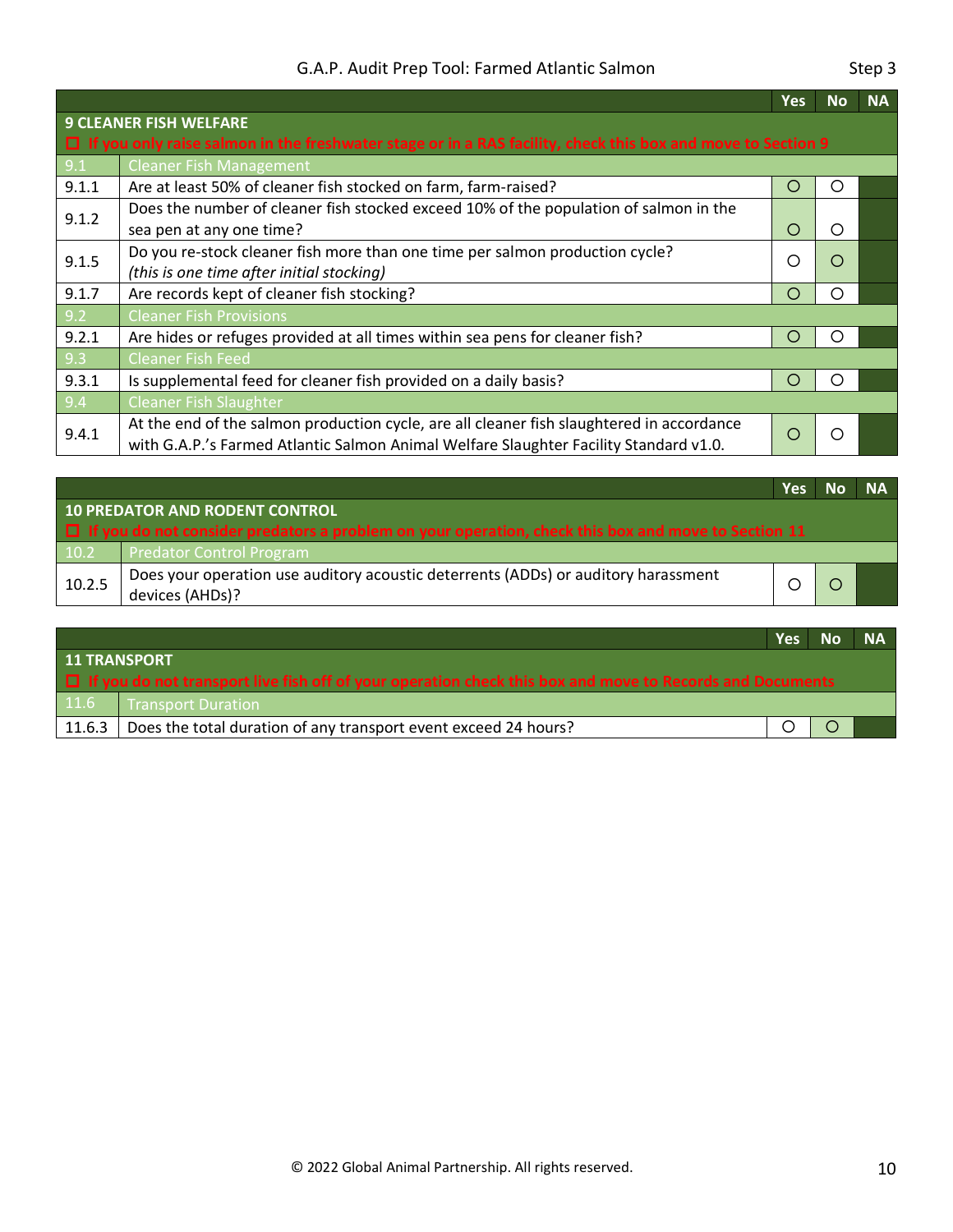| | | Yes | No | NA |
|---|---|---|---|---|
| **9 CLEANER FISH WELFARE** | | | | |
| ☐ If you only raise salmon in the freshwater stage or in a RAS facility, check this box and move to Section 9 | | | | |
| 9.1 | Cleaner Fish Management | | | |
| 9.1.1 | Are at least 50% of cleaner fish stocked on farm, farm-raised? | ○ | ○ | |
| 9.1.2 | Does the number of cleaner fish stocked exceed 10% of the population of salmon in the sea pen at any one time? | ○ | ○ | |
| 9.1.5 | Do you re-stock cleaner fish more than one time per salmon production cycle? *(this is one time after initial stocking)* | ○ | ○ | |
| 9.1.7 | Are records kept of cleaner fish stocking? | ○ | ○ | |
| 9.2 | Cleaner Fish Provisions | | | |
| 9.2.1 | Are hides or refuges provided at all times within sea pens for cleaner fish? | ○ | ○ | |
| 9.3 | Cleaner Fish Feed | | | |
| 9.3.1 | Is supplemental feed for cleaner fish provided on a daily basis? | ○ | ○ | |
| 9.4 | Cleaner Fish Slaughter | | | |
| 9.4.1 | At the end of the salmon production cycle, are all cleaner fish slaughtered in accordance with G.A.P.'s Farmed Atlantic Salmon Animal Welfare Slaughter Facility Standard v1.0. | ○ | ○ | |

| | | Yes | No | NA |
|---|---|---|---|---|
| **10 PREDATOR AND RODENT CONTROL** | | | | |
| ☐ If you do not consider predators a problem on your operation, check this box and move to Section 11 | | | | |
| 10.2 | Predator Control Program | | | |
| 10.2.5 | Does your operation use auditory acoustic deterrents (ADDs) or auditory harassment devices (AHDs)? | ○ | ○ | |

| | | Yes | No | NA |
|---|---|---|---|---|
| **11 TRANSPORT** | | | | |
| ☐ If you do not transport live fish off of your operation check this box and move to Records and Documents | | | | |
| 11.6 | Transport Duration | | | |
| 11.6.3 | Does the total duration of any transport event exceed 24 hours? | ○ | ○ | |

© 2022 Global Animal Partnership. All rights reserved.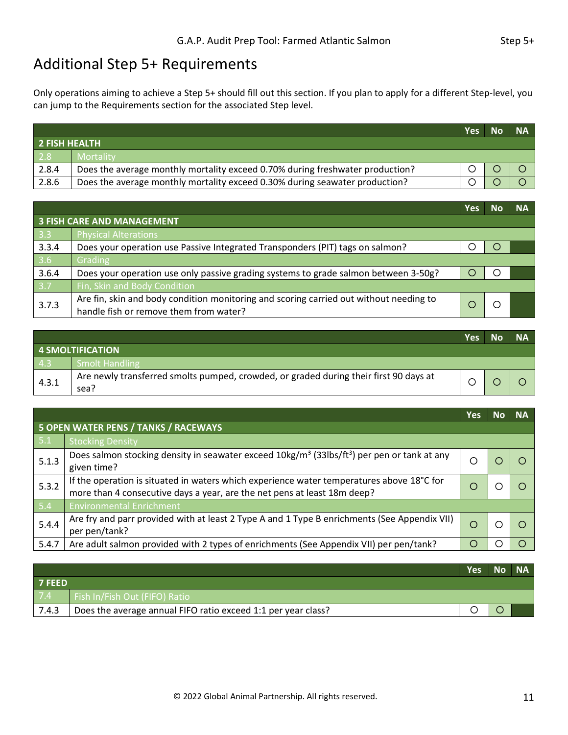# Additional Step 5+ Requirements

Only operations aiming to achieve a Step 5+ should fill out this section. If you plan to apply for a different Step-level, you can jump to the Requirements section for the associated Step level.

| | | Yes | No | NA |
|---|---|---|---|---|
| **2 FISH HEALTH** | | | | |
| 2.8 | Mortality | | | |
| 2.8.4 | Does the average monthly mortality exceed 0.70% during freshwater production? | ○ | ○ | ○ |
| 2.8.6 | Does the average monthly mortality exceed 0.30% during seawater production? | ○ | ○ | ○ |

| | | Yes | No | NA |
|---|---|---|---|---|
| **3 FISH CARE AND MANAGEMENT** | | | | |
| 3.3 | Physical Alterations | | | |
| 3.3.4 | Does your operation use Passive Integrated Transponders (PIT) tags on salmon? | ○ | ○ | |
| 3.6 | Grading | | | |
| 3.6.4 | Does your operation use only passive grading systems to grade salmon between 3-50g? | ○ | ○ | |
| 3.7 | Fin, Skin and Body Condition | | | |
| 3.7.3 | Are fin, skin and body condition monitoring and scoring carried out without needing to handle fish or remove them from water? | ○ | ○ | |

| | | Yes | No | NA |
|---|---|---|---|---|
| **4 SMOLTIFICATION** | | | | |
| 4.3 | Smolt Handling | | | |
| 4.3.1 | Are newly transferred smolts pumped, crowded, or graded during their first 90 days at sea? | ○ | ○ | ○ |

| | | Yes | No | NA |
|---|---|---|---|---|
| **5 OPEN WATER PENS / TANKS / RACEWAYS** | | | | |
| 5.1 | Stocking Density | | | |
| 5.1.3 | Does salmon stocking density in seawater exceed 10kg/m³ (33lbs/ft³) per pen or tank at any given time? | ○ | ○ | ○ |
| 5.3.2 | If the operation is situated in waters which experience water temperatures above 18°C for more than 4 consecutive days a year, are the net pens at least 18m deep? | ○ | ○ | ○ |
| 5.4 | Environmental Enrichment | | | |
| 5.4.4 | Are fry and parr provided with at least 2 Type A and 1 Type B enrichments (See Appendix VII) per pen/tank? | ○ | ○ | ○ |
| 5.4.7 | Are adult salmon provided with 2 types of enrichments (See Appendix VII) per pen/tank? | ○ | ○ | ○ |

| | | Yes | No | NA |
|---|---|---|---|---|
| **7 FEED** | | | | |
| 7.4 | Fish In/Fish Out (FIFO) Ratio | | | |
| 7.4.3 | Does the average annual FIFO ratio exceed 1:1 per year class? | ○ | ○ | |

© 2022 Global Animal Partnership. All rights reserved.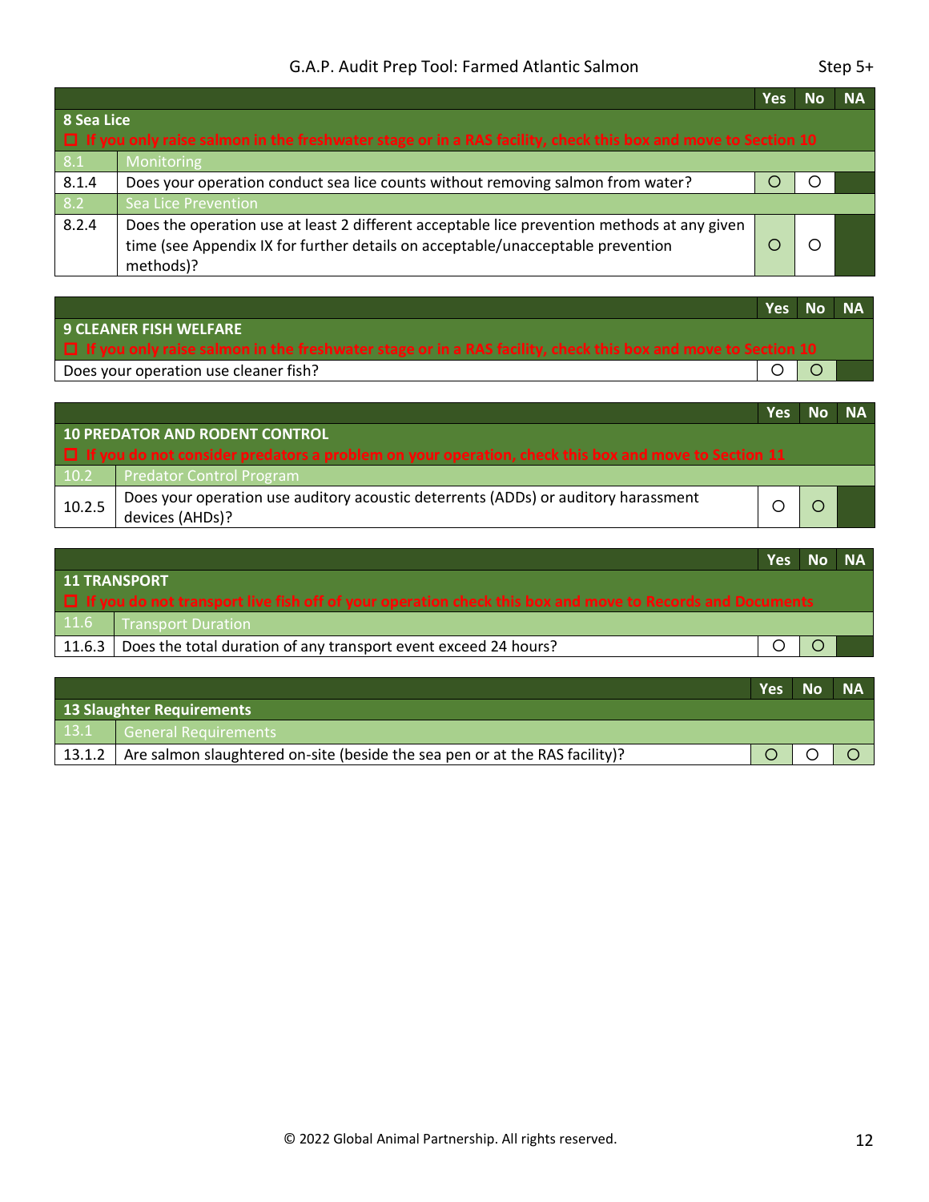| | | Yes | No | NA |
|---|---|---|---|---|
| **8 Sea Lice** | | | | |
| ☐ If you only raise salmon in the freshwater stage or in a RAS facility, check this box and move to Section 10 | | | | |
| 8.1 | Monitoring | | | |
| 8.1.4 | Does your operation conduct sea lice counts without removing salmon from water? | ○ | ○ | |
| 8.2 | Sea Lice Prevention | | | |
| 8.2.4 | Does the operation use at least 2 different acceptable lice prevention methods at any given time (see Appendix IX for further details on acceptable/unacceptable prevention methods)? | ○ | ○ | |

| | Yes | No | NA |
|---|---|---|---|
| **9 CLEANER FISH WELFARE** | | | |
| ☐ If you only raise salmon in the freshwater stage or in a RAS facility, check this box and move to Section 10 | | | |
| Does your operation use cleaner fish? | ○ | ○ | |

| | | Yes | No | NA |
|---|---|---|---|---|
| **10 PREDATOR AND RODENT CONTROL** | | | | |
| ☐ If you do not consider predators a problem on your operation, check this box and move to Section 11 | | | | |
| 10.2 | Predator Control Program | | | |
| 10.2.5 | Does your operation use auditory acoustic deterrents (ADDs) or auditory harassment devices (AHDs)? | ○ | ○ | |

| | | Yes | No | NA |
|---|---|---|---|---|
| **11 TRANSPORT** | | | | |
| ☐ If you do not transport live fish off of your operation check this box and move to Records and Documents | | | | |
| 11.6 | Transport Duration | | | |
| 11.6.3 | Does the total duration of any transport event exceed 24 hours? | ○ | ○ | |

| | | Yes | No | NA |
|---|---|---|---|---|
| **13 Slaughter Requirements** | | | | |
| 13.1 | General Requirements | | | |
| 13.1.2 | Are salmon slaughtered on-site (beside the sea pen or at the RAS facility)? | ○ | ○ | ○ |

© 2022 Global Animal Partnership. All rights reserved.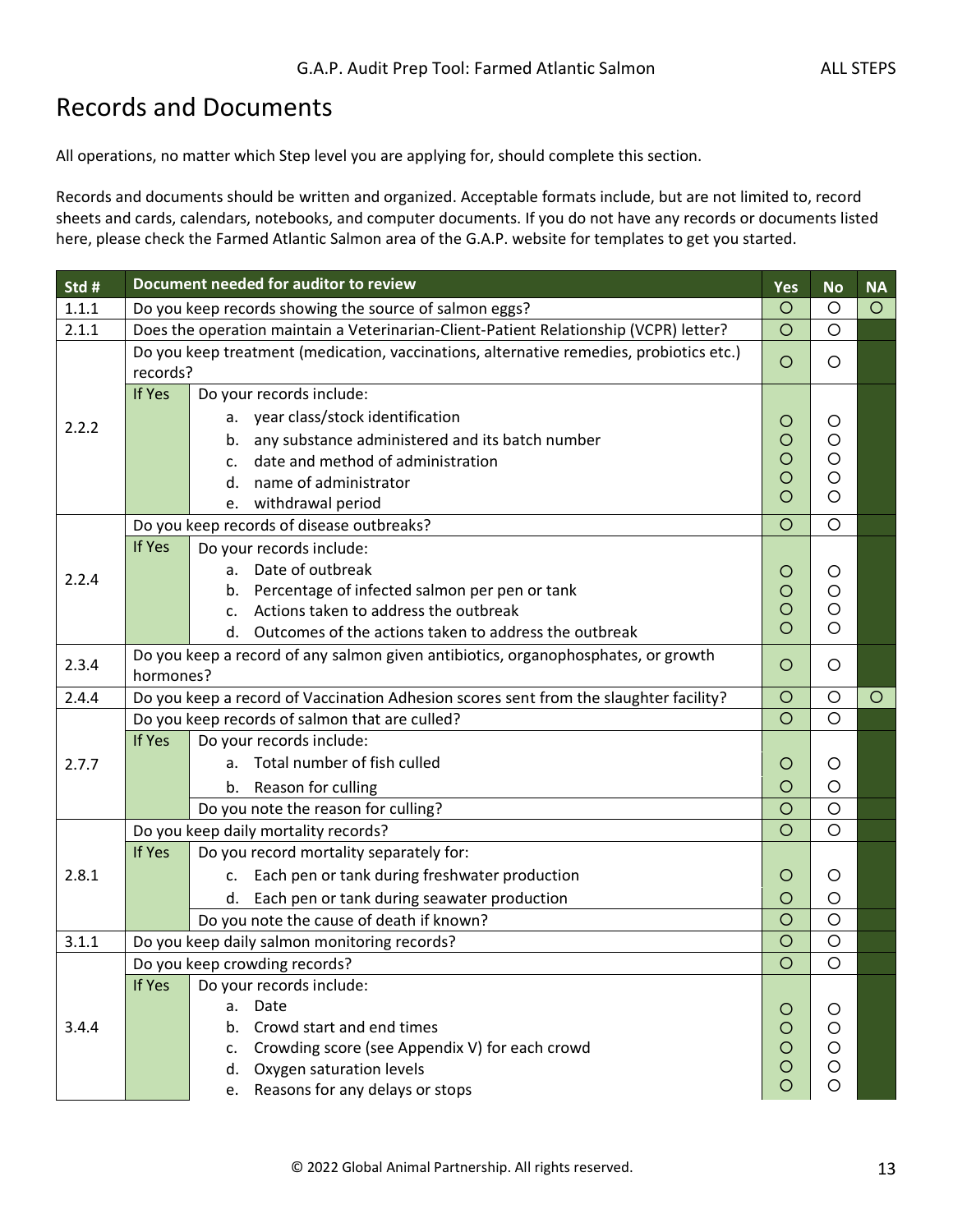# Records and Documents

All operations, no matter which Step level you are applying for, should complete this section.

Records and documents should be written and organized. Acceptable formats include, but are not limited to, record sheets and cards, calendars, notebooks, and computer documents. If you do not have any records or documents listed here, please check the Farmed Atlantic Salmon area of the G.A.P. website for templates to get you started.

| Std # | Document needed for auditor to review | | Yes | No | NA |
|---|---|---|---|---|---|
| 1.1.1 | Do you keep records showing the source of salmon eggs? | | ○ | ○ | ○ |
| 2.1.1 | Does the operation maintain a Veterinarian-Client-Patient Relationship (VCPR) letter? | | ○ | ○ | |
| 2.2.2 | Do you keep treatment (medication, vaccinations, alternative remedies, probiotics etc.) records? | | ○ | ○ | |
| | If Yes | Do your records include: | | | |
| | | a. year class/stock identification | ○ | ○ | |
| | | b. any substance administered and its batch number | ○ | ○ | |
| | | c. date and method of administration | ○ | ○ | |
| | | d. name of administrator | ○ | ○ | |
| | | e. withdrawal period | ○ | ○ | |
| 2.2.4 | Do you keep records of disease outbreaks? | | ○ | ○ | |
| | If Yes | Do your records include: | | | |
| | | a. Date of outbreak | ○ | ○ | |
| | | b. Percentage of infected salmon per pen or tank | ○ | ○ | |
| | | c. Actions taken to address the outbreak | ○ | ○ | |
| | | d. Outcomes of the actions taken to address the outbreak | ○ | ○ | |
| 2.3.4 | Do you keep a record of any salmon given antibiotics, organophosphates, or growth hormones? | | ○ | ○ | |
| 2.4.4 | Do you keep a record of Vaccination Adhesion scores sent from the slaughter facility? | | ○ | ○ | ○ |
| 2.7.7 | Do you keep records of salmon that are culled? | | ○ | ○ | |
| | If Yes | Do your records include: | | | |
| | | a. Total number of fish culled | ○ | ○ | |
| | | b. Reason for culling | ○ | ○ | |
| | | Do you note the reason for culling? | ○ | ○ | |
| 2.8.1 | Do you keep daily mortality records? | | ○ | ○ | |
| | If Yes | Do you record mortality separately for: | | | |
| | | c. Each pen or tank during freshwater production | ○ | ○ | |
| | | d. Each pen or tank during seawater production | ○ | ○ | |
| | | Do you note the cause of death if known? | ○ | ○ | |
| 3.1.1 | Do you keep daily salmon monitoring records? | | ○ | ○ | |
| 3.4.4 | Do you keep crowding records? | | ○ | ○ | |
| | If Yes | Do your records include: | | | |
| | | a. Date | ○ | ○ | |
| | | b. Crowd start and end times | ○ | ○ | |
| | | c. Crowding score (see Appendix V) for each crowd | ○ | ○ | |
| | | d. Oxygen saturation levels | ○ | ○ | |
| | | e. Reasons for any delays or stops | ○ | ○ | |

© 2022 Global Animal Partnership. All rights reserved.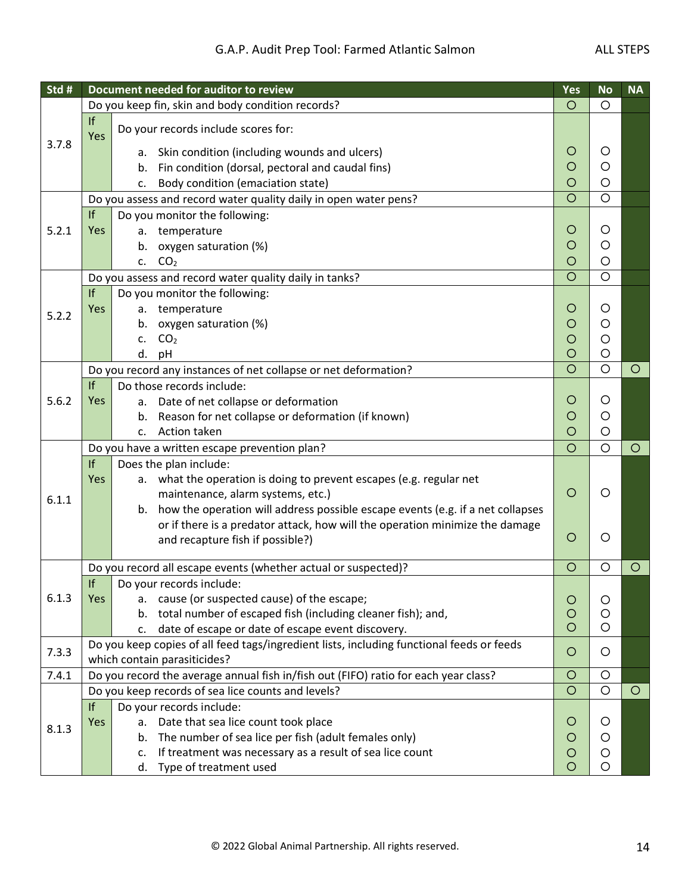| Std # | Document needed for auditor to review | | Yes | No | NA |
|---|---|---|---|---|---|
| 3.7.8 | Do you keep fin, skin and body condition records? | | ○ | ○ | |
| | If Yes | Do your records include scores for: | | | |
| | | a. Skin condition (including wounds and ulcers) | ○ | ○ | |
| | | b. Fin condition (dorsal, pectoral and caudal fins) | ○ | ○ | |
| | | c. Body condition (emaciation state) | ○ | ○ | |
| 5.2.1 | Do you assess and record water quality daily in open water pens? | | ○ | ○ | |
| | If Yes | Do you monitor the following: | | | |
| | | a. temperature | ○ | ○ | |
| | | b. oxygen saturation (%) | ○ | ○ | |
| | | c. $CO_2$ | ○ | ○ | |
| 5.2.2 | Do you assess and record water quality daily in tanks? | | ○ | ○ | |
| | If Yes | Do you monitor the following: | | | |
| | | a. temperature | ○ | ○ | |
| | | b. oxygen saturation (%) | ○ | ○ | |
| | | c. $CO_2$ | ○ | ○ | |
| | | d. pH | ○ | ○ | |
| 5.6.2 | Do you record any instances of net collapse or net deformation? | | ○ | ○ | ○ |
| | If Yes | Do those records include: | | | |
| | | a. Date of net collapse or deformation | ○ | ○ | |
| | | b. Reason for net collapse or deformation (if known) | ○ | ○ | |
| | | c. Action taken | ○ | ○ | |
| 6.1.1 | Do you have a written escape prevention plan? | | ○ | ○ | ○ |
| | If Yes | Does the plan include: | | | |
| | | a. what the operation is doing to prevent escapes (e.g. regular net maintenance, alarm systems, etc.) | ○ | ○ | |
| | | b. how the operation will address possible escape events (e.g. if a net collapses or if there is a predator attack, how will the operation minimize the damage and recapture fish if possible?) | ○ | ○ | |
| 6.1.3 | Do you record all escape events (whether actual or suspected)? | | ○ | ○ | ○ |
| | If Yes | Do your records include: | | | |
| | | a. cause (or suspected cause) of the escape; | ○ | ○ | |
| | | b. total number of escaped fish (including cleaner fish); and, | ○ | ○ | |
| | | c. date of escape or date of escape event discovery. | ○ | ○ | |
| 7.3.3 | Do you keep copies of all feed tags/ingredient lists, including functional feeds or feeds which contain parasiticides? | | ○ | ○ | |
| 7.4.1 | Do you record the average annual fish in/fish out (FIFO) ratio for each year class? | | ○ | ○ | |
| 8.1.3 | Do you keep records of sea lice counts and levels? | | ○ | ○ | ○ |
| | If Yes | Do your records include: | | | |
| | | a. Date that sea lice count took place | ○ | ○ | |
| | | b. The number of sea lice per fish (adult females only) | ○ | ○ | |
| | | c. If treatment was necessary as a result of sea lice count | ○ | ○ | |
| | | d. Type of treatment used | ○ | ○ | |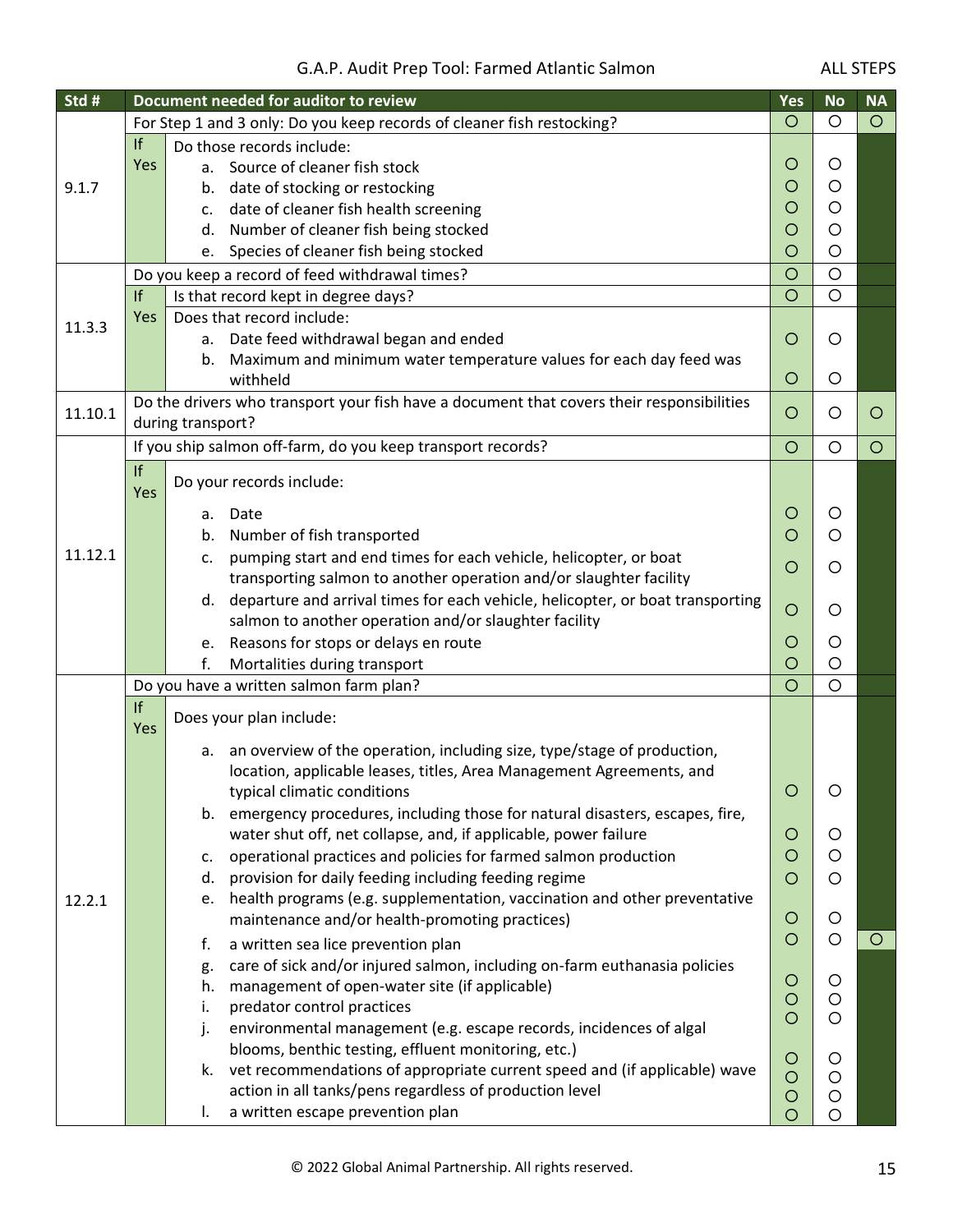| Std # | | Document needed for auditor to review | Yes | No | NA |
|---|---|---|---|---|---|
| 9.1.7 | | For Step 1 and 3 only: Do you keep records of cleaner fish restocking? | ○ | ○ | ○ |
| | If Yes | Do those records include: | | | |
| | | a. Source of cleaner fish stock | ○ | ○ | |
| | | b. date of stocking or restocking | ○ | ○ | |
| | | c. date of cleaner fish health screening | ○ | ○ | |
| | | d. Number of cleaner fish being stocked | ○ | ○ | |
| | | e. Species of cleaner fish being stocked | ○ | ○ | |
| 11.3.3 | | Do you keep a record of feed withdrawal times? | ○ | ○ | |
| | If Yes | Is that record kept in degree days? | ○ | ○ | |
| | | Does that record include: | | | |
| | | a. Date feed withdrawal began and ended | ○ | ○ | |
| | | b. Maximum and minimum water temperature values for each day feed was withheld | ○ | ○ | |
| 11.10.1 | | Do the drivers who transport your fish have a document that covers their responsibilities during transport? | ○ | ○ | ○ |
| 11.12.1 | | If you ship salmon off-farm, do you keep transport records? | ○ | ○ | ○ |
| | If Yes | Do your records include: | | | |
| | | a. Date | ○ | ○ | |
| | | b. Number of fish transported | ○ | ○ | |
| | | c. pumping start and end times for each vehicle, helicopter, or boat transporting salmon to another operation and/or slaughter facility | ○ | ○ | |
| | | d. departure and arrival times for each vehicle, helicopter, or boat transporting salmon to another operation and/or slaughter facility | ○ | ○ | |
| | | e. Reasons for stops or delays en route | ○ | ○ | |
| | | f. Mortalities during transport | ○ | ○ | |
| 12.2.1 | | Do you have a written salmon farm plan? | ○ | ○ | |
| | If Yes | Does your plan include: | | | |
| | | a. an overview of the operation, including size, type/stage of production, location, applicable leases, titles, Area Management Agreements, and typical climatic conditions | ○ | ○ | |
| | | b. emergency procedures, including those for natural disasters, escapes, fire, water shut off, net collapse, and, if applicable, power failure | ○ | ○ | |
| | | c. operational practices and policies for farmed salmon production | ○ | ○ | |
| | | d. provision for daily feeding including feeding regime | ○ | ○ | |
| | | e. health programs (e.g. supplementation, vaccination and other preventative maintenance and/or health-promoting practices) | ○ | ○ | |
| | | f. a written sea lice prevention plan | ○ | ○ | ○ |
| | | g. care of sick and/or injured salmon, including on-farm euthanasia policies | ○ | ○ | |
| | | h. management of open-water site (if applicable) | ○ | ○ | |
| | | i. predator control practices | ○ | ○ | |
| | | j. environmental management (e.g. escape records, incidences of algal blooms, benthic testing, effluent monitoring, etc.) | ○ | ○ | |
| | | k. vet recommendations of appropriate current speed and (if applicable) wave action in all tanks/pens regardless of production level | ○ | ○ | |
| | | l. a written escape prevention plan | ○ | ○ | |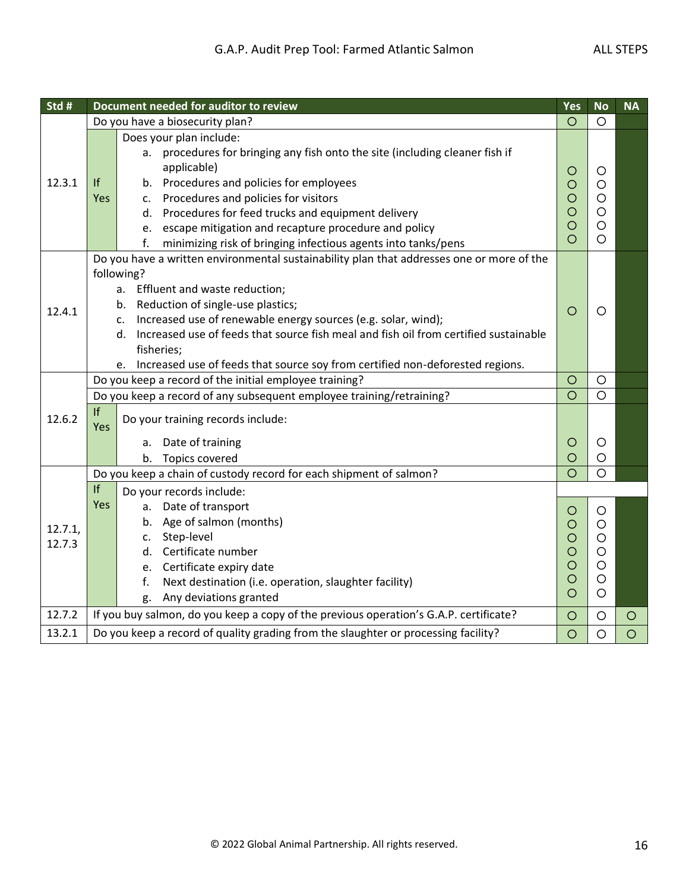| Std # | | Document needed for auditor to review | Yes | No | NA |
|---|---|---|---|---|---|
| 12.3.1 | | Do you have a biosecurity plan? | ○ | ○ | |
| | If Yes | Does your plan include:<br>a. procedures for bringing any fish onto the site (including cleaner fish if applicable)<br>b. Procedures and policies for employees<br>c. Procedures and policies for visitors<br>d. Procedures for feed trucks and equipment delivery<br>e. escape mitigation and recapture procedure and policy<br>f. minimizing risk of bringing infectious agents into tanks/pens | ○<br>○<br>○<br>○<br>○<br>○ | ○<br>○<br>○<br>○<br>○<br>○ | |
| 12.4.1 | | Do you have a written environmental sustainability plan that addresses one or more of the following?<br>a. Effluent and waste reduction;<br>b. Reduction of single-use plastics;<br>c. Increased use of renewable energy sources (e.g. solar, wind);<br>d. Increased use of feeds that source fish meal and fish oil from certified sustainable fisheries;<br>e. Increased use of feeds that source soy from certified non-deforested regions. | ○ | ○ | |
| 12.6.2 | | Do you keep a record of the initial employee training? | ○ | ○ | |
| | | Do you keep a record of any subsequent employee training/retraining? | ○ | ○ | |
| | If Yes | Do your training records include:<br>a. Date of training<br>b. Topics covered | ○<br>○ | ○<br>○ | |
| 12.7.1, 12.7.3 | | Do you keep a chain of custody record for each shipment of salmon? | ○ | ○ | |
| | If Yes | Do your records include:<br>a. Date of transport<br>b. Age of salmon (months)<br>c. Step-level<br>d. Certificate number<br>e. Certificate expiry date<br>f. Next destination (i.e. operation, slaughter facility)<br>g. Any deviations granted | ○<br>○<br>○<br>○<br>○<br>○<br>○ | ○<br>○<br>○<br>○<br>○<br>○<br>○ | |
| 12.7.2 | | If you buy salmon, do you keep a copy of the previous operation's G.A.P. certificate? | ○ | ○ | ○ |
| 13.2.1 | | Do you keep a record of quality grading from the slaughter or processing facility? | ○ | ○ | ○ |

© 2022 Global Animal Partnership. All rights reserved.